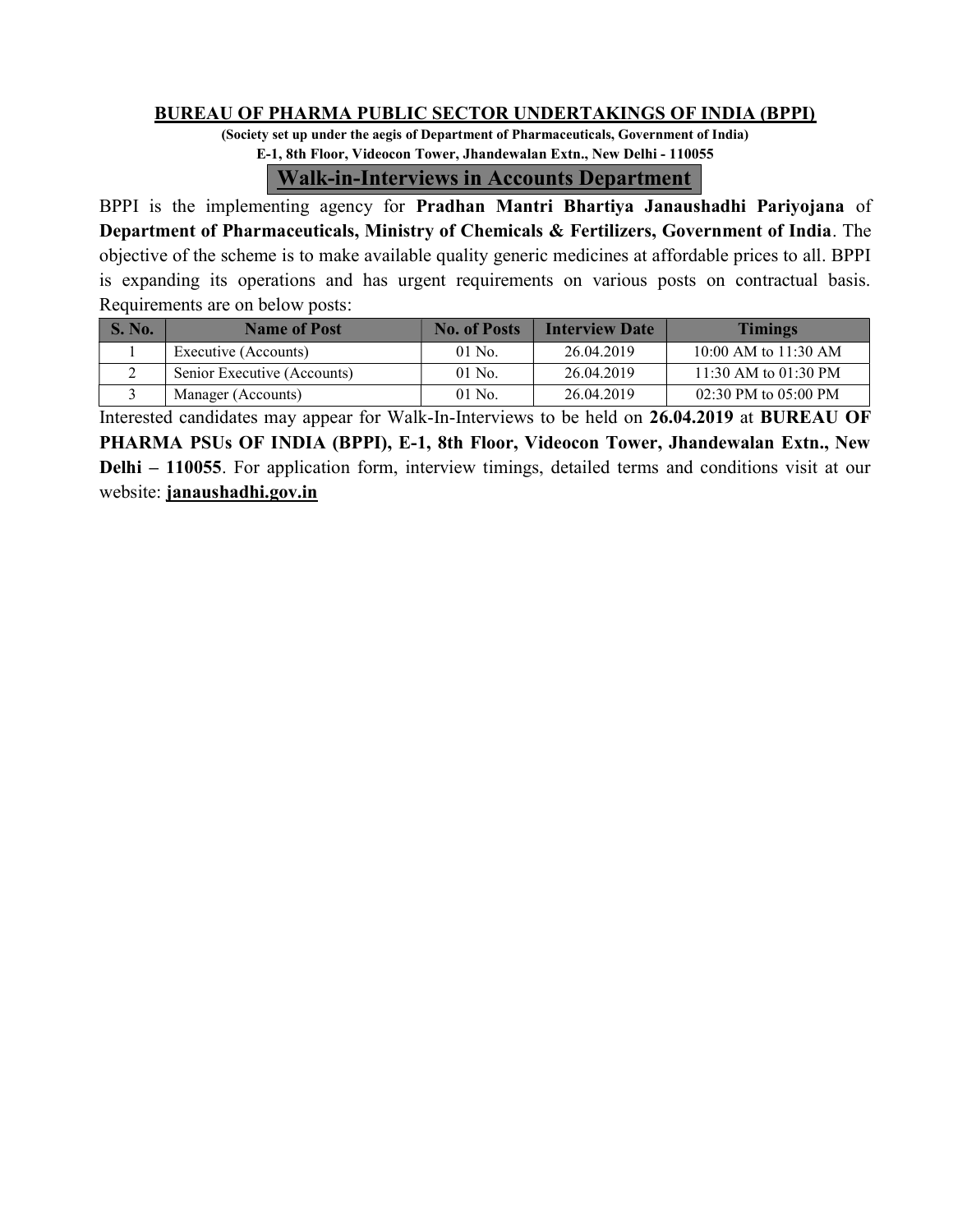# BUREAU OF PHARMA PUBLIC SECTOR UNDERTAKINGS OF INDIA (BPPI)

**(Society set up under the aegis of Department of Pharmaceuticals, Government of India)**

**E-1, 8th Floor, Videocon Tower, Jhandewalan Extn., New Delhi - 110055**

## Walk-in-Interviews in Accounts Department

BPPI is the implementing agency for **Pradhan Mantri Bhartiya Janaushadhi Pariyojana** of **Department of Pharmaceuticals, Ministry of Chemicals & Fertilizers, Government of India**. The objective of the scheme is to make available quality generic medicines at affordable prices to all. BPPI is expanding its operations and has urgent requirements on various posts on contractual basis. Requirements are on below posts:

| S. No. | Name of Post | No. of Posts | Interview Date | Timings |
|---|---|---|---|---|
| 1 | Executive (Accounts) | 01 No. | 26.04.2019 | 10:00 AM to 11:30 AM |
| 2 | Senior Executive (Accounts) | 01 No. | 26.04.2019 | 11:30 AM to 01:30 PM |
| 3 | Manager (Accounts) | 01 No. | 26.04.2019 | 02:30 PM to 05:00 PM |

Interested candidates may appear for Walk-In-Interviews to be held on **26.04.2019** at **BUREAU OF PHARMA PSUs OF INDIA (BPPI), E-1, 8th Floor, Videocon Tower, Jhandewalan Extn., New Delhi – 110055**. For application form, interview timings, detailed terms and conditions visit at our website: **janaushadhi.gov.in**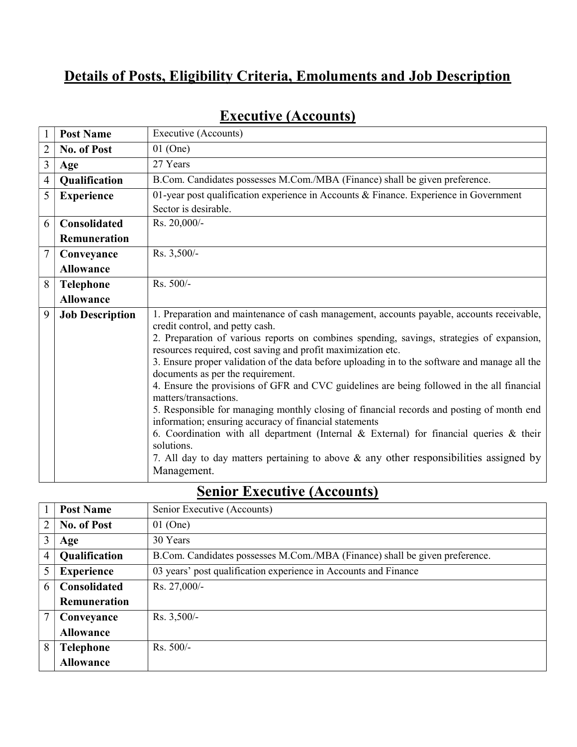# Details of Posts, Eligibility Criteria, Emoluments and Job Description

## Executive (Accounts)

| | | |
|---|---|---|
| 1 | **Post Name** | Executive (Accounts) |
| 2 | **No. of Post** | 01 (One) |
| 3 | **Age** | 27 Years |
| 4 | **Qualification** | B.Com. Candidates possesses M.Com./MBA (Finance) shall be given preference. |
| 5 | **Experience** | 01-year post qualification experience in Accounts & Finance. Experience in Government Sector is desirable. |
| 6 | **Consolidated Remuneration** | Rs. 20,000/- |
| 7 | **Conveyance Allowance** | Rs. 3,500/- |
| 8 | **Telephone Allowance** | Rs. 500/- |
| 9 | **Job Description** | 1. Preparation and maintenance of cash management, accounts payable, accounts receivable, credit control, and petty cash.<br>2. Preparation of various reports on combines spending, savings, strategies of expansion, resources required, cost saving and profit maximization etc.<br>3. Ensure proper validation of the data before uploading in to the software and manage all the documents as per the requirement.<br>4. Ensure the provisions of GFR and CVC guidelines are being followed in the all financial matters/transactions.<br>5. Responsible for managing monthly closing of financial records and posting of month end information; ensuring accuracy of financial statements<br>6. Coordination with all department (Internal & External) for financial queries & their solutions.<br>7. All day to day matters pertaining to above & any other responsibilities assigned by Management. |

## Senior Executive (Accounts)

| | | |
|---|---|---|
| 1 | **Post Name** | Senior Executive (Accounts) |
| 2 | **No. of Post** | 01 (One) |
| 3 | **Age** | 30 Years |
| 4 | **Qualification** | B.Com. Candidates possesses M.Com./MBA (Finance) shall be given preference. |
| 5 | **Experience** | 03 years' post qualification experience in Accounts and Finance |
| 6 | **Consolidated Remuneration** | Rs. 27,000/- |
| 7 | **Conveyance Allowance** | Rs. 3,500/- |
| 8 | **Telephone Allowance** | Rs. 500/- |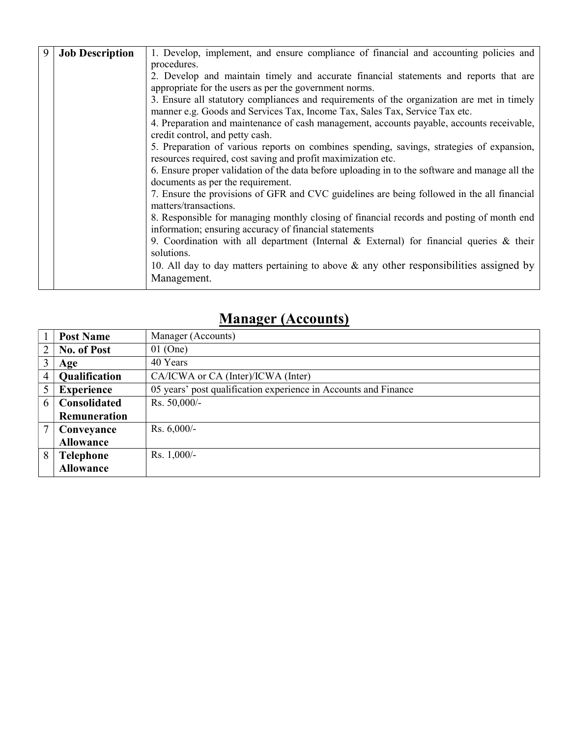| | | |
|---|---|---|
| 9 | **Job Description** | 1. Develop, implement, and ensure compliance of financial and accounting policies and procedures.<br>2. Develop and maintain timely and accurate financial statements and reports that are appropriate for the users as per the government norms.<br>3. Ensure all statutory compliances and requirements of the organization are met in timely manner e.g. Goods and Services Tax, Income Tax, Sales Tax, Service Tax etc.<br>4. Preparation and maintenance of cash management, accounts payable, accounts receivable, credit control, and petty cash.<br>5. Preparation of various reports on combines spending, savings, strategies of expansion, resources required, cost saving and profit maximization etc.<br>6. Ensure proper validation of the data before uploading in to the software and manage all the documents as per the requirement.<br>7. Ensure the provisions of GFR and CVC guidelines are being followed in the all financial matters/transactions.<br>8. Responsible for managing monthly closing of financial records and posting of month end information; ensuring accuracy of financial statements<br>9. Coordination with all department (Internal & External) for financial queries & their solutions.<br>10. All day to day matters pertaining to above & any other responsibilities assigned by Management. |

## Manager (Accounts)

| | | |
|---|---|---|
| 1 | **Post Name** | Manager (Accounts) |
| 2 | **No. of Post** | 01 (One) |
| 3 | **Age** | 40 Years |
| 4 | **Qualification** | CA/ICWA or CA (Inter)/ICWA (Inter) |
| 5 | **Experience** | 05 years' post qualification experience in Accounts and Finance |
| 6 | **Consolidated Remuneration** | Rs. 50,000/- |
| 7 | **Conveyance Allowance** | Rs. 6,000/- |
| 8 | **Telephone Allowance** | Rs. 1,000/- |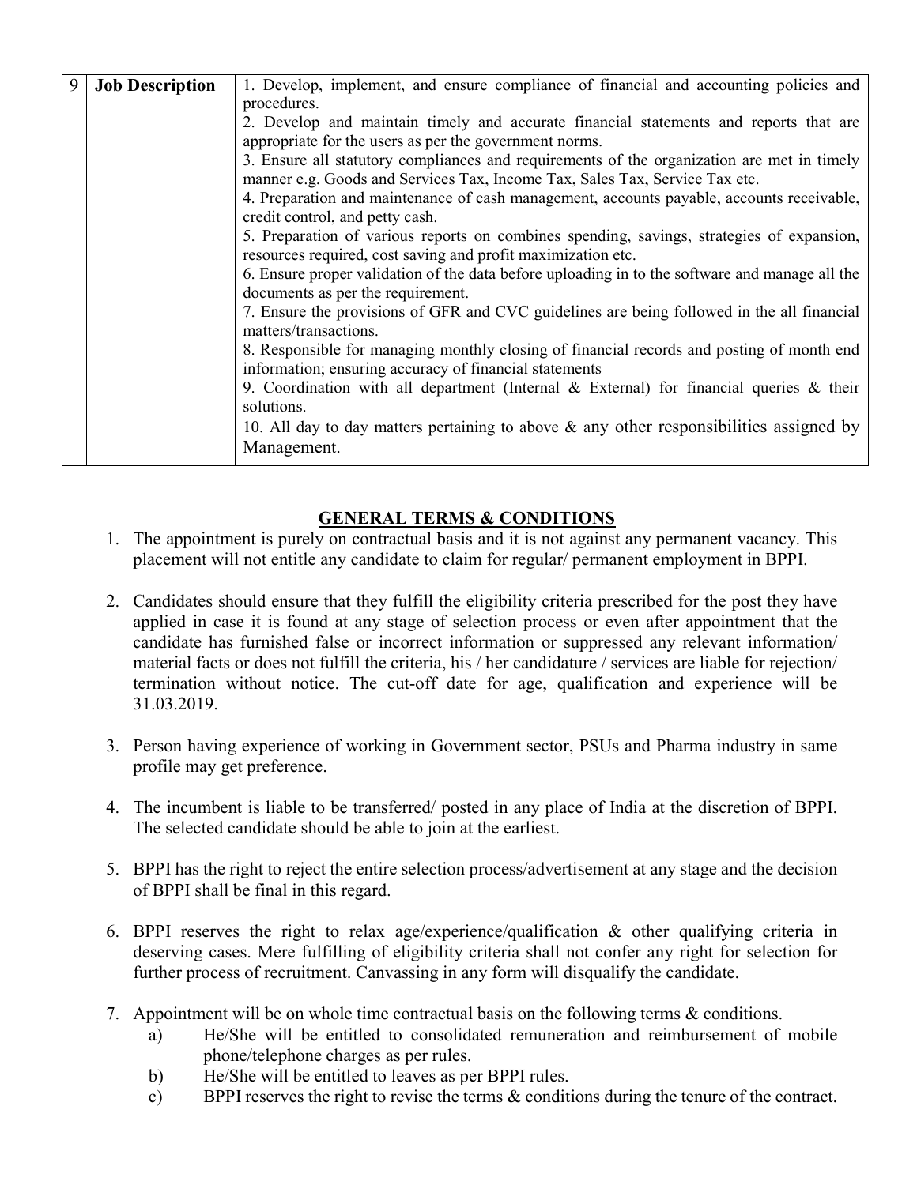| 9 | **Job Description** | 1. Develop, implement, and ensure compliance of financial and accounting policies and procedures.<br>2. Develop and maintain timely and accurate financial statements and reports that are appropriate for the users as per the government norms.<br>3. Ensure all statutory compliances and requirements of the organization are met in timely manner e.g. Goods and Services Tax, Income Tax, Sales Tax, Service Tax etc.<br>4. Preparation and maintenance of cash management, accounts payable, accounts receivable, credit control, and petty cash.<br>5. Preparation of various reports on combines spending, savings, strategies of expansion, resources required, cost saving and profit maximization etc.<br>6. Ensure proper validation of the data before uploading in to the software and manage all the documents as per the requirement.<br>7. Ensure the provisions of GFR and CVC guidelines are being followed in the all financial matters/transactions.<br>8. Responsible for managing monthly closing of financial records and posting of month end information; ensuring accuracy of financial statements<br>9. Coordination with all department (Internal & External) for financial queries & their solutions.<br>10. All day to day matters pertaining to above & any other responsibilities assigned by Management. |
|---|---|---|

## GENERAL TERMS & CONDITIONS

1. The appointment is purely on contractual basis and it is not against any permanent vacancy. This placement will not entitle any candidate to claim for regular/ permanent employment in BPPI.

2. Candidates should ensure that they fulfill the eligibility criteria prescribed for the post they have applied in case it is found at any stage of selection process or even after appointment that the candidate has furnished false or incorrect information or suppressed any relevant information/ material facts or does not fulfill the criteria, his / her candidature / services are liable for rejection/ termination without notice. The cut-off date for age, qualification and experience will be 31.03.2019.

3. Person having experience of working in Government sector, PSUs and Pharma industry in same profile may get preference.

4. The incumbent is liable to be transferred/ posted in any place of India at the discretion of BPPI. The selected candidate should be able to join at the earliest.

5. BPPI has the right to reject the entire selection process/advertisement at any stage and the decision of BPPI shall be final in this regard.

6. BPPI reserves the right to relax age/experience/qualification & other qualifying criteria in deserving cases. Mere fulfilling of eligibility criteria shall not confer any right for selection for further process of recruitment. Canvassing in any form will disqualify the candidate.

7. Appointment will be on whole time contractual basis on the following terms & conditions.
   a) He/She will be entitled to consolidated remuneration and reimbursement of mobile phone/telephone charges as per rules.
   b) He/She will be entitled to leaves as per BPPI rules.
   c) BPPI reserves the right to revise the terms & conditions during the tenure of the contract.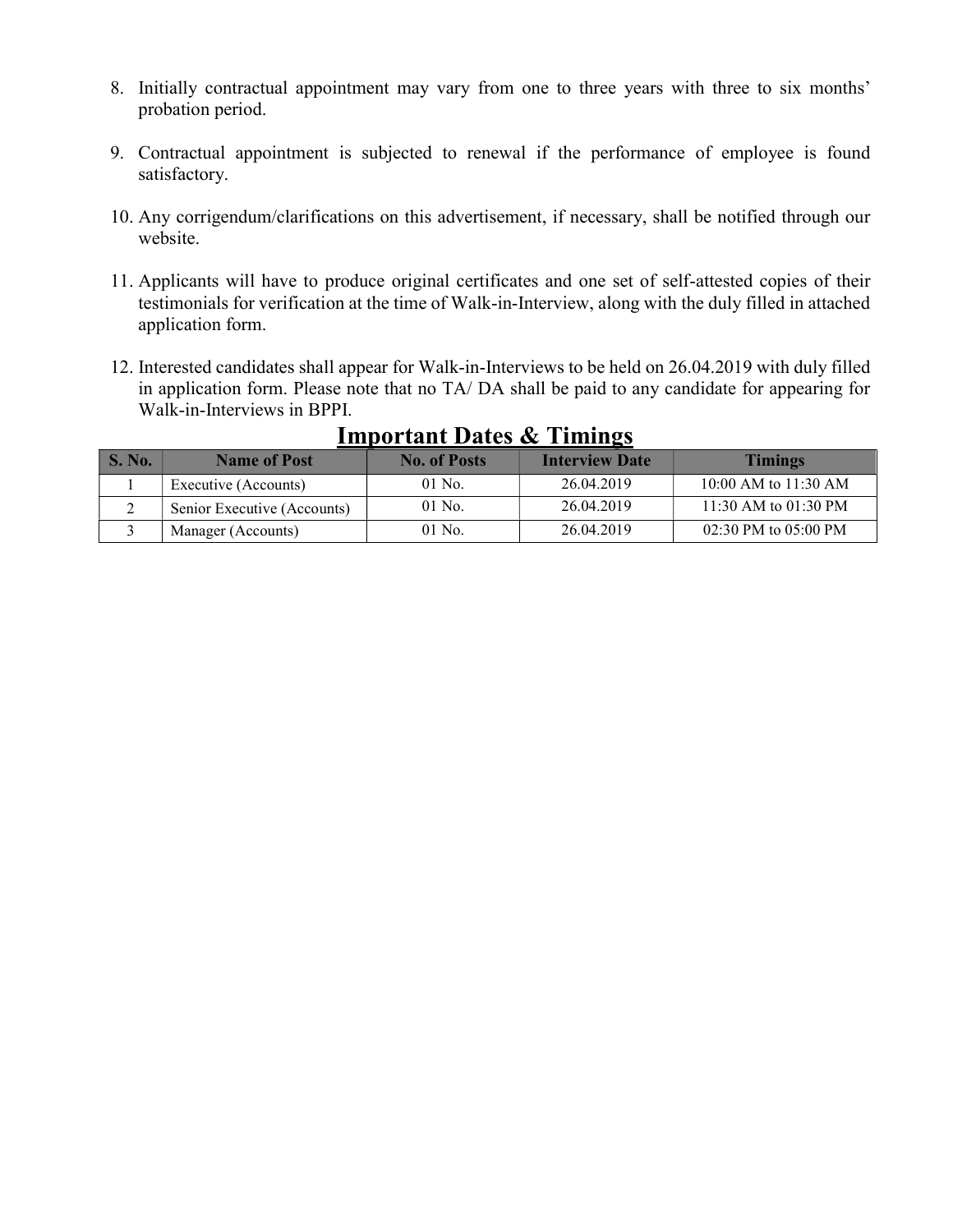8. Initially contractual appointment may vary from one to three years with three to six months' probation period.

9. Contractual appointment is subjected to renewal if the performance of employee is found satisfactory.

10. Any corrigendum/clarifications on this advertisement, if necessary, shall be notified through our website.

11. Applicants will have to produce original certificates and one set of self-attested copies of their testimonials for verification at the time of Walk-in-Interview, along with the duly filled in attached application form.

12. Interested candidates shall appear for Walk-in-Interviews to be held on 26.04.2019 with duly filled in application form. Please note that no TA/ DA shall be paid to any candidate for appearing for Walk-in-Interviews in BPPI.

## Important Dates & Timings

| S. No. | Name of Post | No. of Posts | Interview Date | Timings |
|---|---|---|---|---|
| 1 | Executive (Accounts) | 01 No. | 26.04.2019 | 10:00 AM to 11:30 AM |
| 2 | Senior Executive (Accounts) | 01 No. | 26.04.2019 | 11:30 AM to 01:30 PM |
| 3 | Manager (Accounts) | 01 No. | 26.04.2019 | 02:30 PM to 05:00 PM |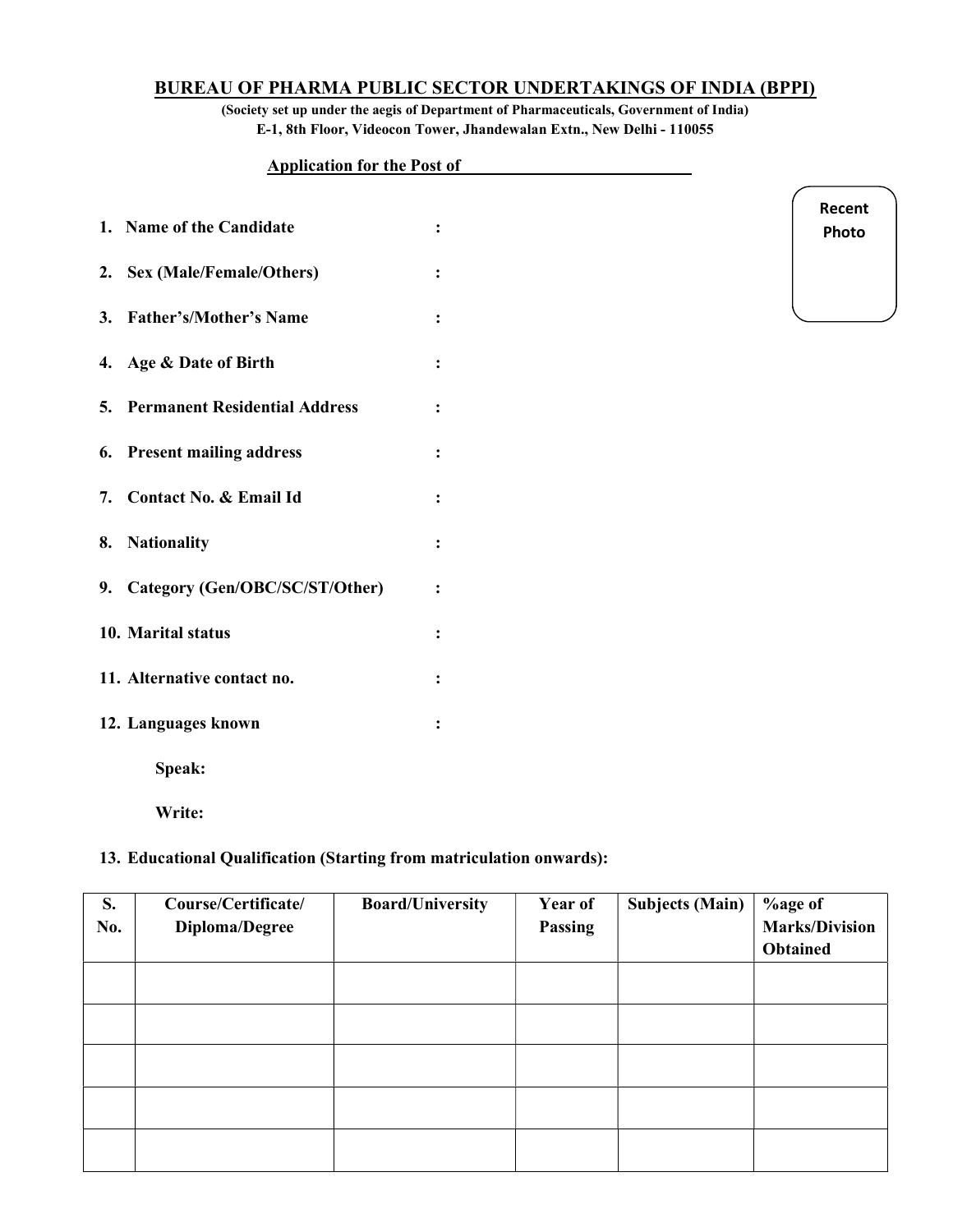# BUREAU OF PHARMA PUBLIC SECTOR UNDERTAKINGS OF INDIA (BPPI)

**(Society set up under the aegis of Department of Pharmaceuticals, Government of India)**

**E-1, 8th Floor, Videocon Tower, Jhandewalan Extn., New Delhi - 110055**

**Application for the Post of \_\_\_\_\_\_\_\_\_\_\_\_\_\_\_\_\_\_\_\_\_\_\_\_\_\_**

Recent Photo

1. **Name of the Candidate :**
2. **Sex (Male/Female/Others) :**
3. **Father's/Mother's Name :**
4. **Age & Date of Birth :**
5. **Permanent Residential Address :**
6. **Present mailing address :**
7. **Contact No. & Email Id :**
8. **Nationality :**
9. **Category (Gen/OBC/SC/ST/Other) :**
10. **Marital status :**
11. **Alternative contact no. :**
12. **Languages known :**

    **Speak:**

    **Write:**

13. **Educational Qualification (Starting from matriculation onwards):**

| S. No. | Course/Certificate/ Diploma/Degree | Board/University | Year of Passing | Subjects (Main) | %age of Marks/Division Obtained |
|---|---|---|---|---|---|
| | | | | | |
| | | | | | |
| | | | | | |
| | | | | | |
| | | | | | |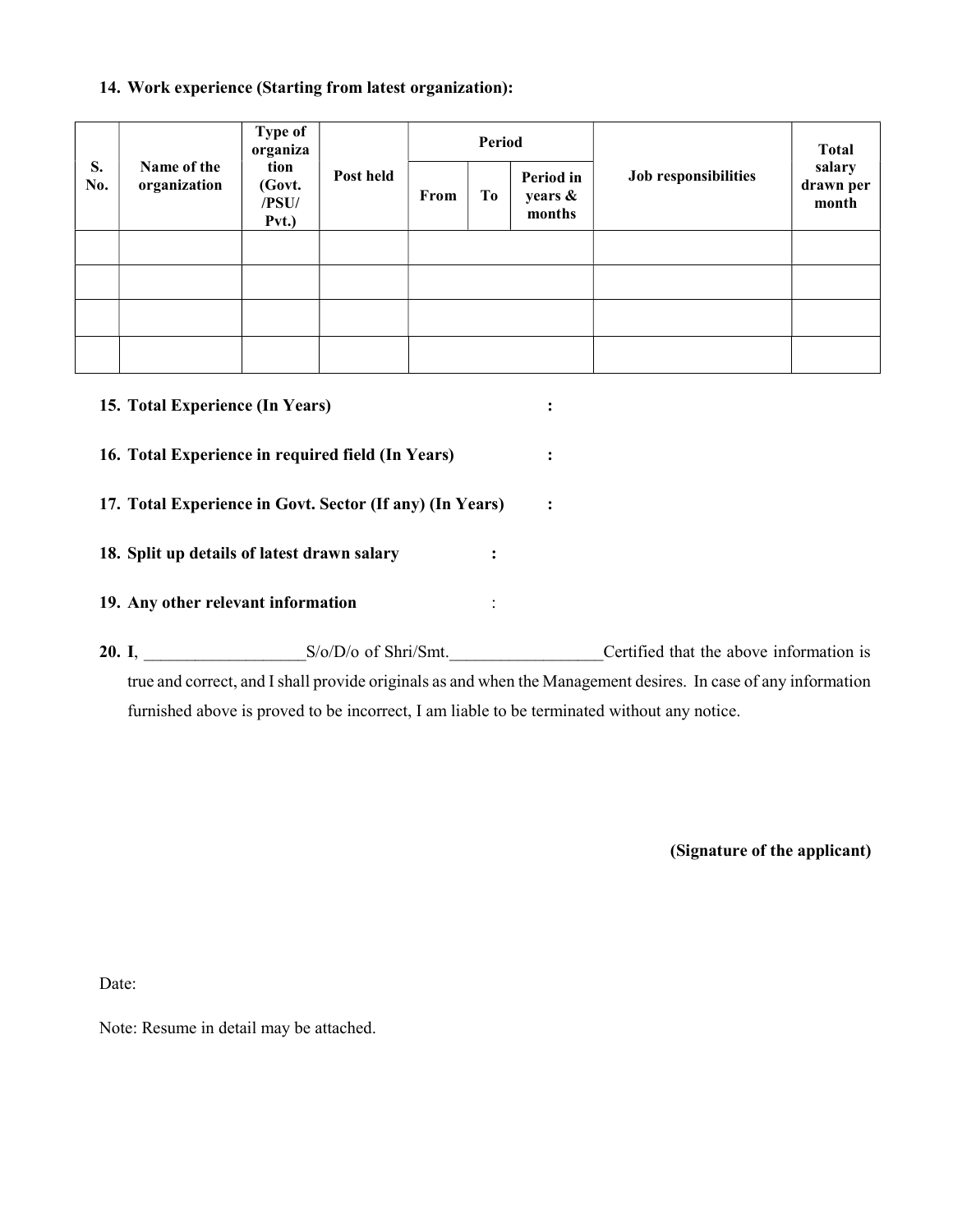**14. Work experience (Starting from latest organization):**

| S. No. | Name of the organization | Type of organization (Govt. /PSU/ Pvt.) | Post held | Period | | | Job responsibilities | Total salary drawn per month |
|---|---|---|---|---|---|---|---|---|
| | | | | From | To | Period in years & months | | |
| | | | | | | | | |
| | | | | | | | | |
| | | | | | | | | |
| | | | | | | | | |

**15. Total Experience (In Years)** :

**16. Total Experience in required field (In Years)** :

**17. Total Experience in Govt. Sector (If any) (In Years)** :

**18. Split up details of latest drawn salary** :

**19. Any other relevant information** :

**20. I**, __________________S/o/D/o of Shri/Smt._________________Certified that the above information is true and correct, and I shall provide originals as and when the Management desires. In case of any information furnished above is proved to be incorrect, I am liable to be terminated without any notice.

**(Signature of the applicant)**

Date:

Note: Resume in detail may be attached.